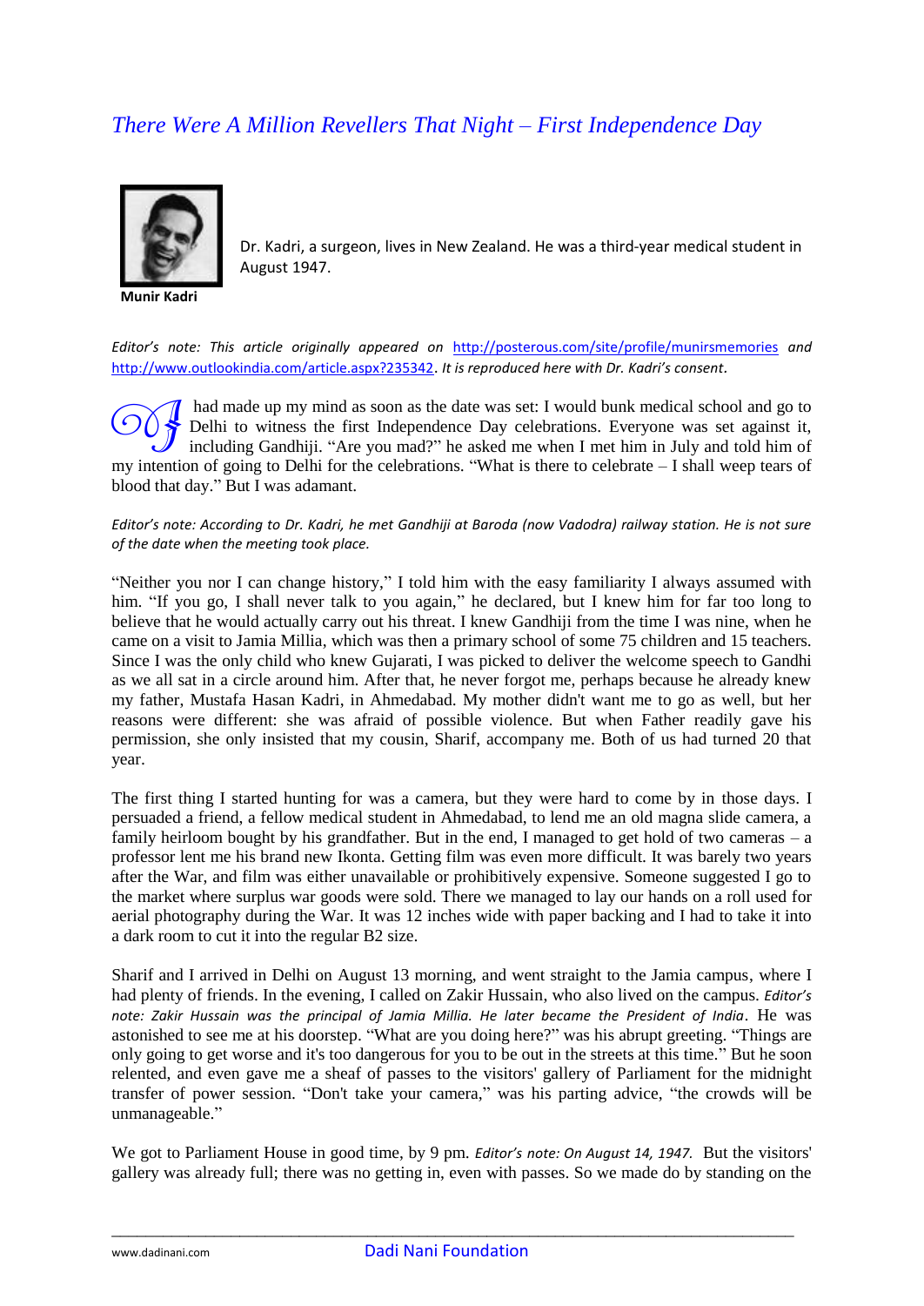# There Were A Million Revellers That Night – First Independence Day

**Munir Kadri**

Dr. Kadri, a surgeon, lives in New Zealand. He was a third-year medical student in August 1947.

*Editor's note: This article originally appeared on* http://posterous.com/site/profile/munirsmemories *and* http://www.outlookindia.com/article.aspx?235342. *It is reproduced here with Dr. Kadri's consent.*

I had made up my mind as soon as the date was set: I would bunk medical school and go to Delhi to witness the first Independence Day celebrations. Everyone was set against it, including Gandhiji. "Are you mad?" he asked me when I met him in July and told him of my intention of going to Delhi for the celebrations. "What is there to celebrate – I shall weep tears of blood that day." But I was adamant.

*Editor's note: According to Dr. Kadri, he met Gandhiji at Baroda (now Vadodra) railway station. He is not sure of the date when the meeting took place.*

"Neither you nor I can change history," I told him with the easy familiarity I always assumed with him. "If you go, I shall never talk to you again," he declared, but I knew him for far too long to believe that he would actually carry out his threat. I knew Gandhiji from the time I was nine, when he came on a visit to Jamia Millia, which was then a primary school of some 75 children and 15 teachers. Since I was the only child who knew Gujarati, I was picked to deliver the welcome speech to Gandhi as we all sat in a circle around him. After that, he never forgot me, perhaps because he already knew my father, Mustafa Hasan Kadri, in Ahmedabad. My mother didn't want me to go as well, but her reasons were different: she was afraid of possible violence. But when Father readily gave his permission, she only insisted that my cousin, Sharif, accompany me. Both of us had turned 20 that year.

The first thing I started hunting for was a camera, but they were hard to come by in those days. I persuaded a friend, a fellow medical student in Ahmedabad, to lend me an old magna slide camera, a family heirloom bought by his grandfather. But in the end, I managed to get hold of two cameras – a professor lent me his brand new Ikonta. Getting film was even more difficult. It was barely two years after the War, and film was either unavailable or prohibitively expensive. Someone suggested I go to the market where surplus war goods were sold. There we managed to lay our hands on a roll used for aerial photography during the War. It was 12 inches wide with paper backing and I had to take it into a dark room to cut it into the regular B2 size.

Sharif and I arrived in Delhi on August 13 morning, and went straight to the Jamia campus, where I had plenty of friends. In the evening, I called on Zakir Hussain, who also lived on the campus. *Editor's note: Zakir Hussain was the principal of Jamia Millia. He later became the President of India*. He was astonished to see me at his doorstep. "What are you doing here?" was his abrupt greeting. "Things are only going to get worse and it's too dangerous for you to be out in the streets at this time." But he soon relented, and even gave me a sheaf of passes to the visitors' gallery of Parliament for the midnight transfer of power session. "Don't take your camera," was his parting advice, "the crowds will be unmanageable."

We got to Parliament House in good time, by 9 pm. *Editor's note: On August 14, 1947.* But the visitors' gallery was already full; there was no getting in, even with passes. So we made do by standing on the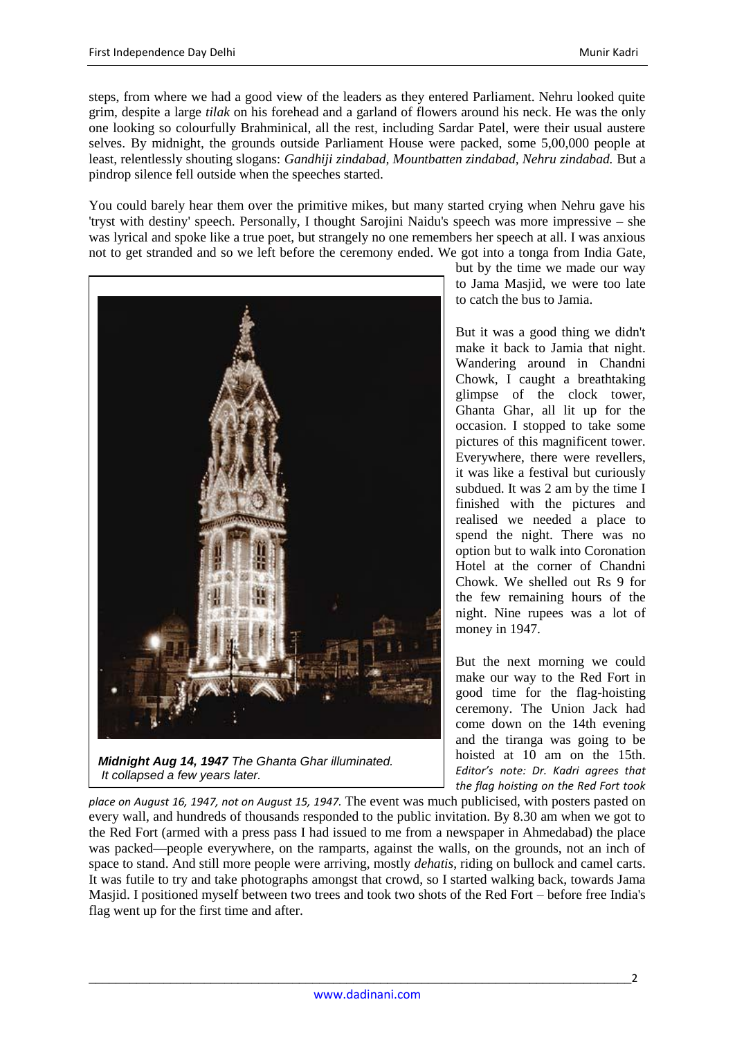steps, from where we had a good view of the leaders as they entered Parliament. Nehru looked quite grim, despite a large *tilak* on his forehead and a garland of flowers around his neck. He was the only one looking so colourfully Brahminical, all the rest, including Sardar Patel, were their usual austere selves. By midnight, the grounds outside Parliament House were packed, some 5,00,000 people at least, relentlessly shouting slogans: *Gandhiji zindabad, Mountbatten zindabad, Nehru zindabad.* But a pindrop silence fell outside when the speeches started.

You could barely hear them over the primitive mikes, but many started crying when Nehru gave his 'tryst with destiny' speech. Personally, I thought Sarojini Naidu's speech was more impressive – she was lyrical and spoke like a true poet, but strangely no one remembers her speech at all. I was anxious not to get stranded and so we left before the ceremony ended. We got into a tonga from India Gate, but by the time we made our way to Jama Masjid, we were too late to catch the bus to Jamia.

***Midnight Aug 14, 1947*** *The Ghanta Ghar illuminated. It collapsed a few years later.*

But it was a good thing we didn't make it back to Jamia that night. Wandering around in Chandni Chowk, I caught a breathtaking glimpse of the clock tower, Ghanta Ghar, all lit up for the occasion. I stopped to take some pictures of this magnificent tower. Everywhere, there were revellers, it was like a festival but curiously subdued. It was 2 am by the time I finished with the pictures and realised we needed a place to spend the night. There was no option but to walk into Coronation Hotel at the corner of Chandni Chowk. We shelled out Rs 9 for the few remaining hours of the night. Nine rupees was a lot of money in 1947.

But the next morning we could make our way to the Red Fort in good time for the flag-hoisting ceremony. The Union Jack had come down on the 14th evening and the tiranga was going to be hoisted at 10 am on the 15th. *Editor's note: Dr. Kadri agrees that the flag hoisting on the Red Fort took place on August 16, 1947, not on August 15, 1947.* The event was much publicised, with posters pasted on every wall, and hundreds of thousands responded to the public invitation. By 8.30 am when we got to the Red Fort (armed with a press pass I had issued to me from a newspaper in Ahmedabad) the place was packed—people everywhere, on the ramparts, against the walls, on the grounds, not an inch of space to stand. And still more people were arriving, mostly *dehatis*, riding on bullock and camel carts. It was futile to try and take photographs amongst that crowd, so I started walking back, towards Jama Masjid. I positioned myself between two trees and took two shots of the Red Fort – before free India's flag went up for the first time and after.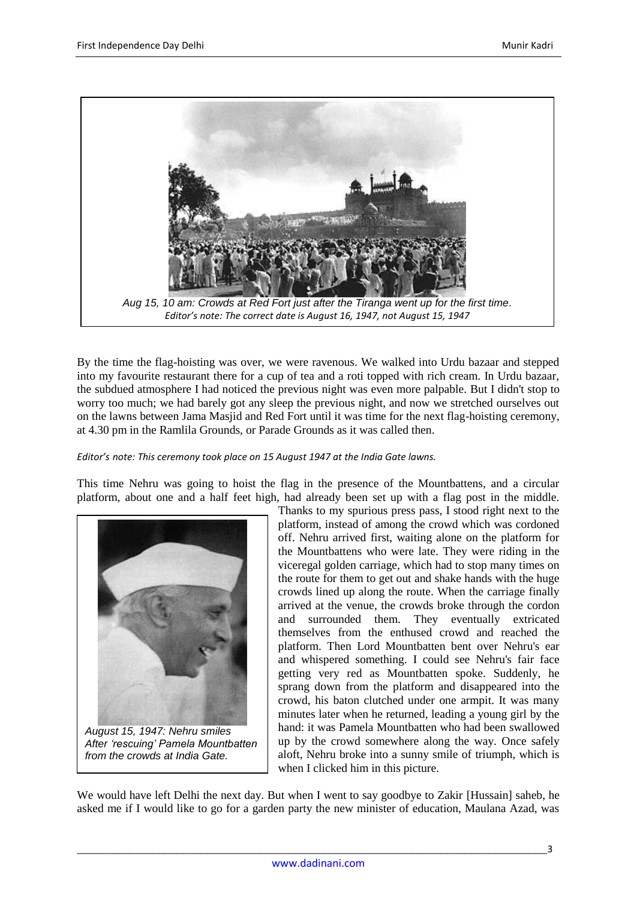*Aug 15, 10 am: Crowds at Red Fort just after the Tiranga went up for the first time.*

*Editor's note: The correct date is August 16, 1947, not August 15, 1947*

By the time the flag-hoisting was over, we were ravenous. We walked into Urdu bazaar and stepped into my favourite restaurant there for a cup of tea and a roti topped with rich cream. In Urdu bazaar, the subdued atmosphere I had noticed the previous night was even more palpable. But I didn't stop to worry too much; we had barely got any sleep the previous night, and now we stretched ourselves out on the lawns between Jama Masjid and Red Fort until it was time for the next flag-hoisting ceremony, at 4.30 pm in the Ramlila Grounds, or Parade Grounds as it was called then.

*Editor's note: This ceremony took place on 15 August 1947 at the India Gate lawns.*

This time Nehru was going to hoist the flag in the presence of the Mountbattens, and a circular platform, about one and a half feet high, had already been set up with a flag post in the middle. Thanks to my spurious press pass, I stood right next to the platform, instead of among the crowd which was cordoned off. Nehru arrived first, waiting alone on the platform for the Mountbattens who were late. They were riding in the viceregal golden carriage, which had to stop many times on the route for them to get out and shake hands with the huge crowds lined up along the route. When the carriage finally arrived at the venue, the crowds broke through the cordon and surrounded them. They eventually extricated themselves from the enthused crowd and reached the platform. Then Lord Mountbatten bent over Nehru's ear and whispered something. I could see Nehru's fair face getting very red as Mountbatten spoke. Suddenly, he sprang down from the platform and disappeared into the crowd, his baton clutched under one armpit. It was many minutes later when he returned, leading a young girl by the hand: it was Pamela Mountbatten who had been swallowed up by the crowd somewhere along the way. Once safely aloft, Nehru broke into a sunny smile of triumph, which is when I clicked him in this picture.

*August 15, 1947: Nehru smiles After 'rescuing' Pamela Mountbatten from the crowds at India Gate.*

We would have left Delhi the next day. But when I went to say goodbye to Zakir [Hussain] saheb, he asked me if I would like to go for a garden party the new minister of education, Maulana Azad, was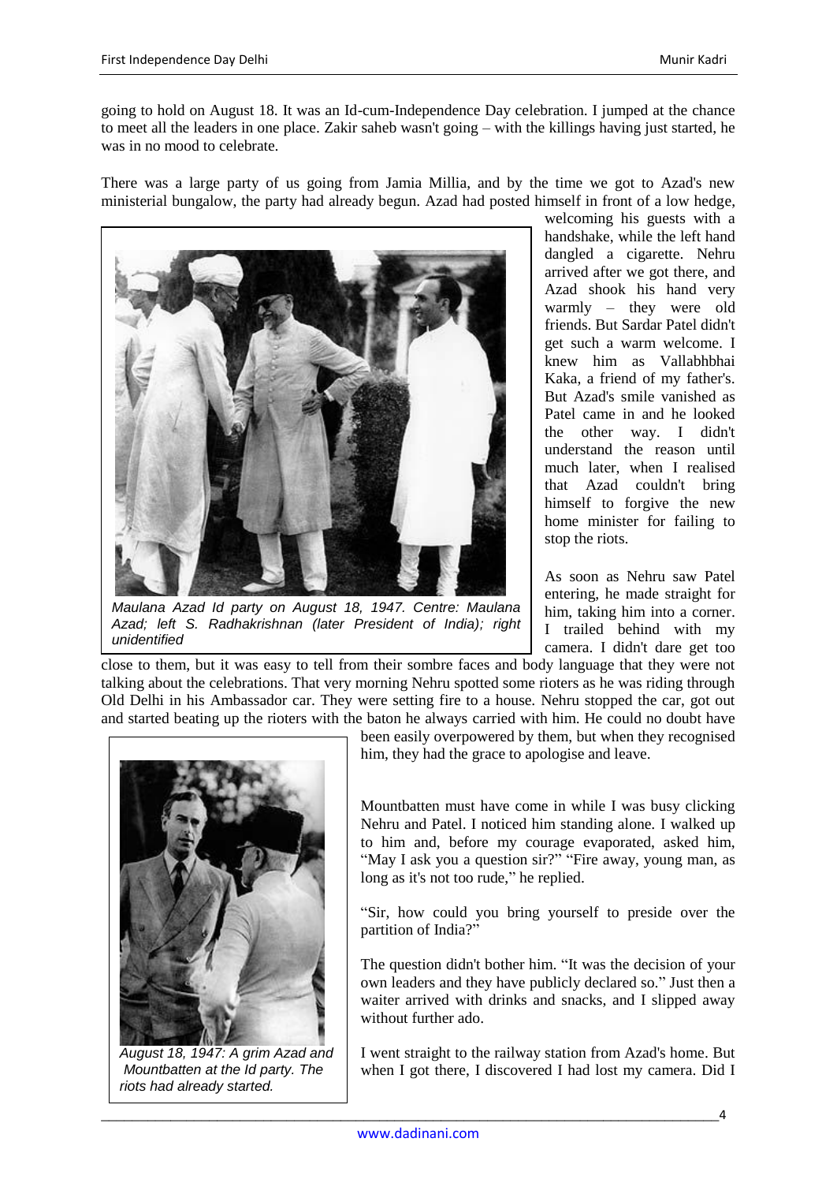going to hold on August 18. It was an Id-cum-Independence Day celebration. I jumped at the chance to meet all the leaders in one place. Zakir saheb wasn't going – with the killings having just started, he was in no mood to celebrate.

There was a large party of us going from Jamia Millia, and by the time we got to Azad's new ministerial bungalow, the party had already begun. Azad had posted himself in front of a low hedge, welcoming his guests with a handshake, while the left hand dangled a cigarette. Nehru arrived after we got there, and Azad shook his hand very warmly – they were old friends. But Sardar Patel didn't get such a warm welcome. I knew him as Vallabhbhai Kaka, a friend of my father's. But Azad's smile vanished as Patel came in and he looked the other way. I didn't understand the reason until much later, when I realised that Azad couldn't bring himself to forgive the new home minister for failing to stop the riots.

*Maulana Azad Id party on August 18, 1947. Centre: Maulana Azad; left S. Radhakrishnan (later President of India); right unidentified*

As soon as Nehru saw Patel entering, he made straight for him, taking him into a corner. I trailed behind with my camera. I didn't dare get too close to them, but it was easy to tell from their sombre faces and body language that they were not talking about the celebrations. That very morning Nehru spotted some rioters as he was riding through Old Delhi in his Ambassador car. They were setting fire to a house. Nehru stopped the car, got out and started beating up the rioters with the baton he always carried with him. He could no doubt have been easily overpowered by them, but when they recognised him, they had the grace to apologise and leave.

Mountbatten must have come in while I was busy clicking Nehru and Patel. I noticed him standing alone. I walked up to him and, before my courage evaporated, asked him, "May I ask you a question sir?" "Fire away, young man, as long as it's not too rude," he replied.

"Sir, how could you bring yourself to preside over the partition of India?"

The question didn't bother him. "It was the decision of your own leaders and they have publicly declared so." Just then a waiter arrived with drinks and snacks, and I slipped away without further ado.

*August 18, 1947: A grim Azad and Mountbatten at the Id party. The riots had already started.*

I went straight to the railway station from Azad's home. But when I got there, I discovered I had lost my camera. Did I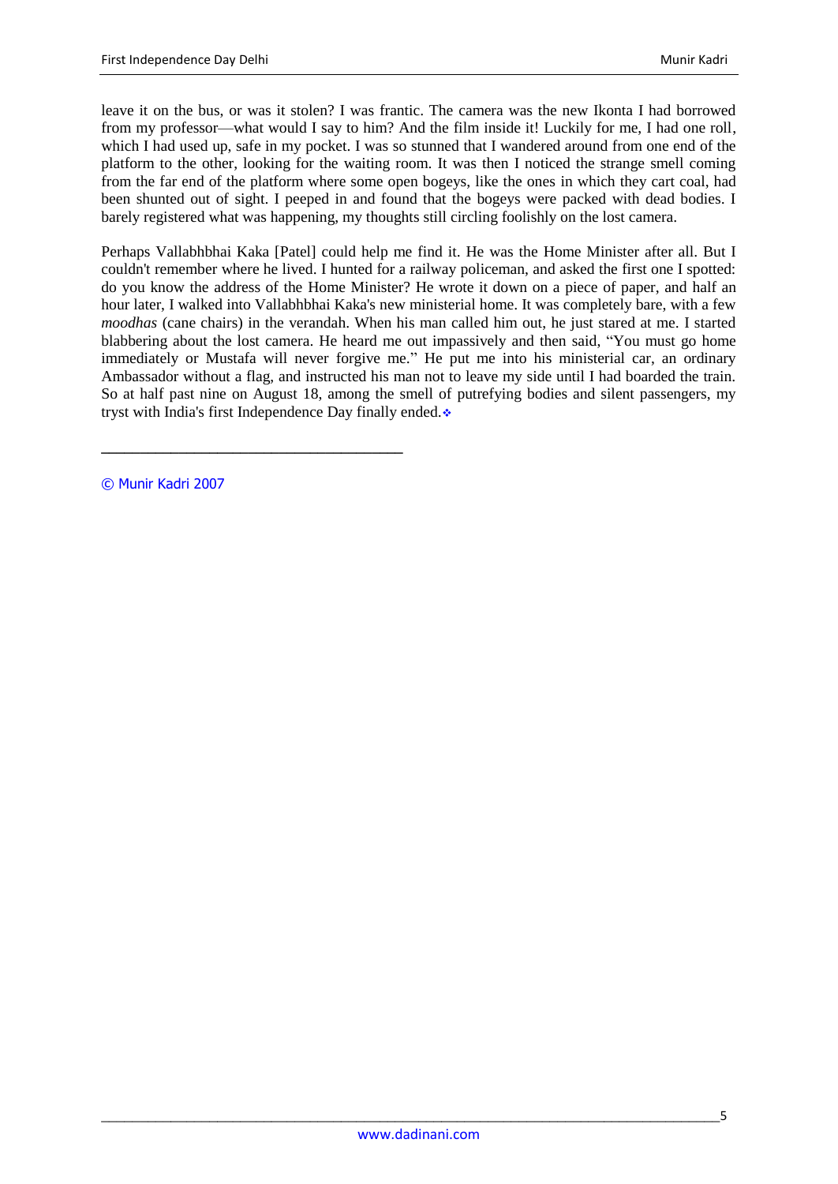leave it on the bus, or was it stolen? I was frantic. The camera was the new Ikonta I had borrowed from my professor—what would I say to him? And the film inside it! Luckily for me, I had one roll, which I had used up, safe in my pocket. I was so stunned that I wandered around from one end of the platform to the other, looking for the waiting room. It was then I noticed the strange smell coming from the far end of the platform where some open bogeys, like the ones in which they cart coal, had been shunted out of sight. I peeped in and found that the bogeys were packed with dead bodies. I barely registered what was happening, my thoughts still circling foolishly on the lost camera.

Perhaps Vallabhbhai Kaka [Patel] could help me find it. He was the Home Minister after all. But I couldn't remember where he lived. I hunted for a railway policeman, and asked the first one I spotted: do you know the address of the Home Minister? He wrote it down on a piece of paper, and half an hour later, I walked into Vallabhbhai Kaka's new ministerial home. It was completely bare, with a few *moodhas* (cane chairs) in the verandah. When his man called him out, he just stared at me. I started blabbering about the lost camera. He heard me out impassively and then said, "You must go home immediately or Mustafa will never forgive me." He put me into his ministerial car, an ordinary Ambassador without a flag, and instructed his man not to leave my side until I had boarded the train. So at half past nine on August 18, among the smell of putrefying bodies and silent passengers, my tryst with India's first Independence Day finally ended.❖

---

© Munir Kadri 2007